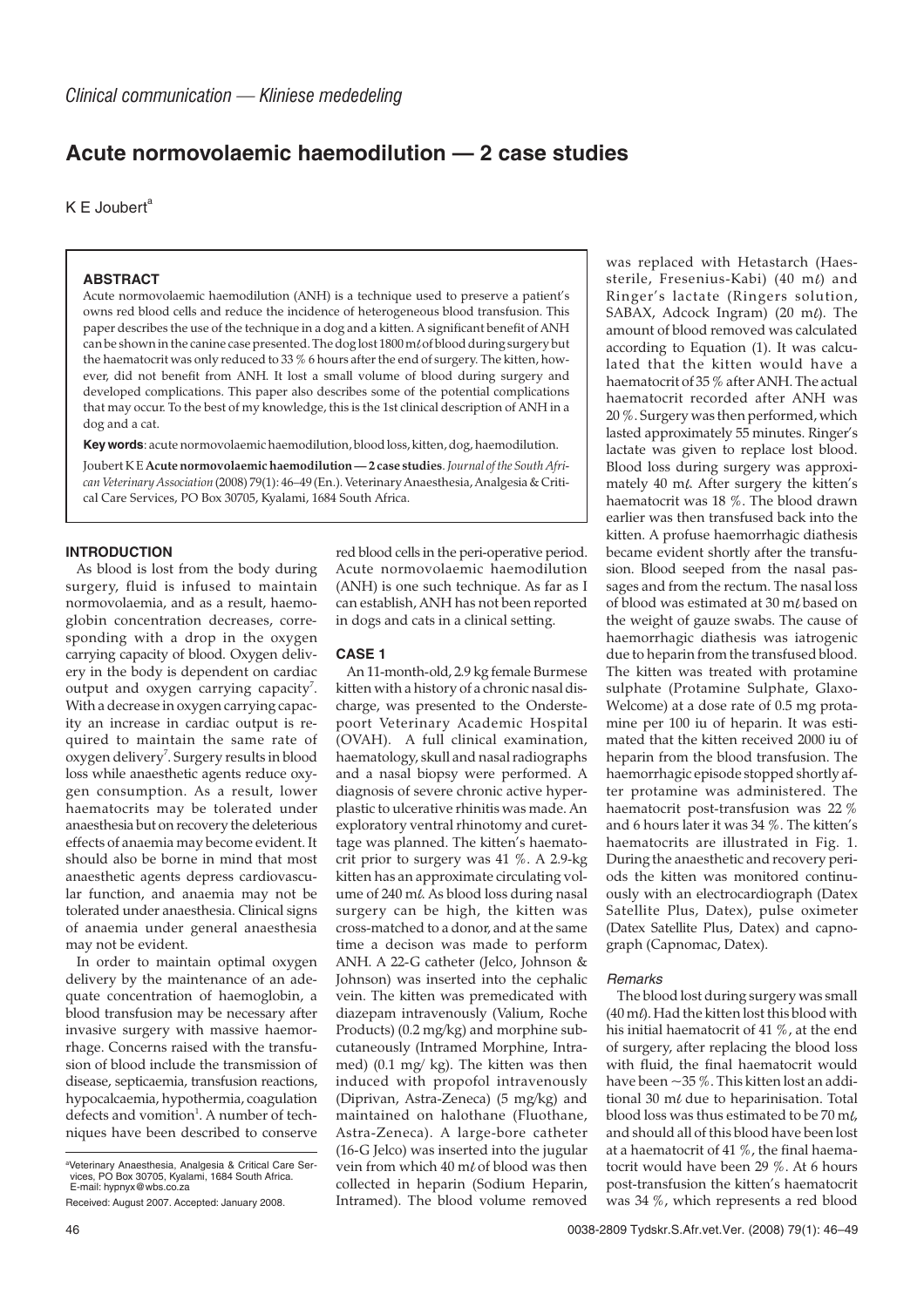*Clinical communication — Kliniese mededeling*

# Acute normovolaemic haemodilution — 2 case studies

K E Joubert[a]

### ABSTRACT

Acute normovolaemic haemodilution (ANH) is a technique used to preserve a patient's owns red blood cells and reduce the incidence of heterogeneous blood transfusion. This paper describes the use of the technique in a dog and a kitten. A significant benefit of ANH can be shown in the canine case presented. The dog lost 1800 mℓ of blood during surgery but the haematocrit was only reduced to 33 % 6 hours after the end of surgery. The kitten, however, did not benefit from ANH. It lost a small volume of blood during surgery and developed complications. This paper also describes some of the potential complications that may occur. To the best of my knowledge, this is the 1st clinical description of ANH in a dog and a cat.

**Key words**: acute normovolaemic haemodilution, blood loss, kitten, dog, haemodilution.

Joubert K E **Acute normovolaemic haemodilution — 2 case studies**. *Journal of the South African Veterinary Association* (2008) 79(1): 46–49 (En.). Veterinary Anaesthesia, Analgesia & Critical Care Services, PO Box 30705, Kyalami, 1684 South Africa.

## INTRODUCTION

As blood is lost from the body during surgery, fluid is infused to maintain normovolaemia, and as a result, haemoglobin concentration decreases, corresponding with a drop in the oxygen carrying capacity of blood. Oxygen delivery in the body is dependent on cardiac output and oxygen carrying capacity[7]. With a decrease in oxygen carrying capacity an increase in cardiac output is required to maintain the same rate of oxygen delivery[7]. Surgery results in blood loss while anaesthetic agents reduce oxygen consumption. As a result, lower haematocrits may be tolerated under anaesthesia but on recovery the deleterious effects of anaemia may become evident. It should also be borne in mind that most anaesthetic agents depress cardiovascular function, and anaemia may not be tolerated under anaesthesia. Clinical signs of anaemia under general anaesthesia may not be evident.

In order to maintain optimal oxygen delivery by the maintenance of an adequate concentration of haemoglobin, a blood transfusion may be necessary after invasive surgery with massive haemorrhage. Concerns raised with the transfusion of blood include the transmission of disease, septicaemia, transfusion reactions, hypocalcaemia, hypothermia, coagulation defects and vomition[1]. A number of techniques have been described to conserve red blood cells in the peri-operative period. Acute normovolaemic haemodilution (ANH) is one such technique. As far as I can establish, ANH has not been reported in dogs and cats in a clinical setting.

## CASE 1

An 11-month-old, 2.9 kg female Burmese kitten with a history of a chronic nasal discharge, was presented to the Onderstepoort Veterinary Academic Hospital (OVAH). A full clinical examination, haematology, skull and nasal radiographs and a nasal biopsy were performed. A diagnosis of severe chronic active hyperplastic to ulcerative rhinitis was made. An exploratory ventral rhinotomy and curettage was planned. The kitten's haematocrit prior to surgery was 41 %. A 2.9-kg kitten has an approximate circulating volume of 240 mℓ. As blood loss during nasal surgery can be high, the kitten was cross-matched to a donor, and at the same time a decison was made to perform ANH. A 22-G catheter (Jelco, Johnson & Johnson) was inserted into the cephalic vein. The kitten was premedicated with diazepam intravenously (Valium, Roche Products) (0.2 mg/kg) and morphine subcutaneously (Intramed Morphine, Intramed) (0.1 mg/ kg). The kitten was then induced with propofol intravenously (Diprivan, Astra-Zeneca) (5 mg/kg) and maintained on halothane (Fluothane, Astra-Zeneca). A large-bore catheter (16-G Jelco) was inserted into the jugular vein from which 40 mℓ of blood was then collected in heparin (Sodium Heparin, Intramed). The blood volume removed was replaced with Hetastarch (Haessterile, Fresenius-Kabi) (40 mℓ) and Ringer's lactate (Ringers solution, SABAX, Adcock Ingram) (20 mℓ). The amount of blood removed was calculated according to Equation (1). It was calculated that the kitten would have a haematocrit of 35 % after ANH. The actual haematocrit recorded after ANH was 20 %. Surgery was then performed, which lasted approximately 55 minutes. Ringer's lactate was given to replace lost blood. Blood loss during surgery was approximately 40 mℓ. After surgery the kitten's haematocrit was 18 %. The blood drawn earlier was then transfused back into the kitten. A profuse haemorrhagic diathesis became evident shortly after the transfusion. Blood seeped from the nasal passages and from the rectum. The nasal loss of blood was estimated at 30 mℓ based on the weight of gauze swabs. The cause of haemorrhagic diathesis was iatrogenic due to heparin from the transfused blood. The kitten was treated with protamine sulphate (Protamine Sulphate, Glaxo-Welcome) at a dose rate of 0.5 mg protamine per 100 iu of heparin. It was estimated that the kitten received 2000 iu of heparin from the blood transfusion. The haemorrhagic episode stopped shortly after protamine was administered. The haematocrit post-transfusion was 22 % and 6 hours later it was 34 %. The kitten's haematocrits are illustrated in Fig. 1. During the anaesthetic and recovery periods the kitten was monitored continuously with an electrocardiograph (Datex Satellite Plus, Datex), pulse oximeter (Datex Satellite Plus, Datex) and capnograph (Capnomac, Datex).

### *Remarks*

The blood lost during surgery was small (40 mℓ). Had the kitten lost this blood with his initial haematocrit of 41 %, at the end of surgery, after replacing the blood loss with fluid, the final haematocrit would have been ~35 %. This kitten lost an additional 30 mℓ due to heparinisation. Total blood loss was thus estimated to be 70 mℓ, and should all of this blood have been lost at a haematocrit of 41 %, the final haematocrit would have been 29 %. At 6 hours post-transfusion the kitten's haematocrit was 34 %, which represents a red blood

[a]Veterinary Anaesthesia, Analgesia & Critical Care Services, PO Box 30705, Kyalami, 1684 South Africa. E-mail: hypnyx@wbs.co.za

Received: August 2007. Accepted: January 2008.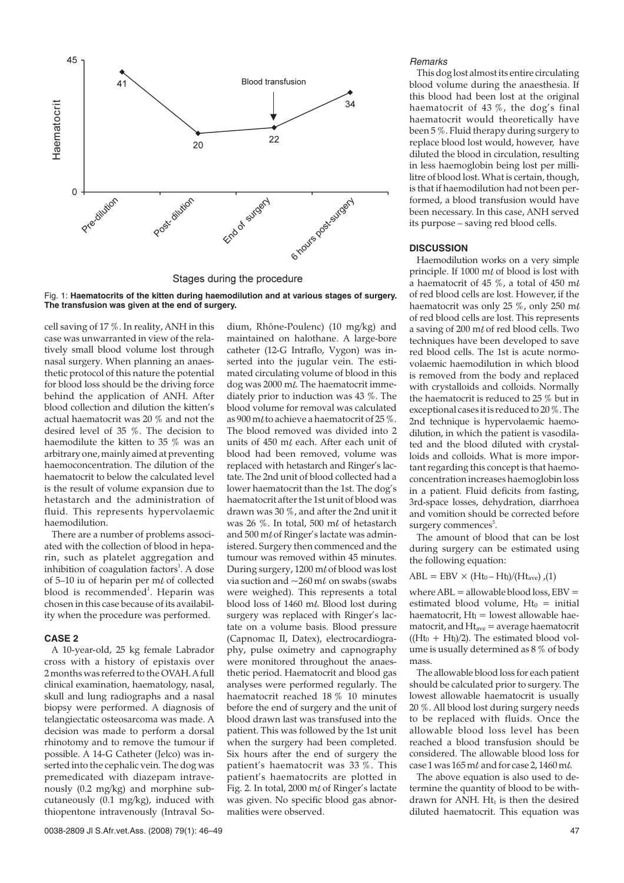Fig. 1: **Haematocrits of the kitten during haemodilution and at various stages of surgery. The transfusion was given at the end of surgery.**

cell saving of 17 %. In reality, ANH in this case was unwarranted in view of the relatively small blood volume lost through nasal surgery. When planning an anaesthetic protocol of this nature the potential for blood loss should be the driving force behind the application of ANH. After blood collection and dilution the kitten's actual haematocrit was 20 % and not the desired level of 35 %. The decision to haemodilute the kitten to 35 % was an arbitrary one, mainly aimed at preventing haemoconcentration. The dilution of the haematocrit to below the calculated level is the result of volume expansion due to hetastarch and the administration of fluid. This represents hypervolaemic haemodilution.

There are a number of problems associated with the collection of blood in heparin, such as platelet aggregation and inhibition of coagulation factors[1]. A dose of 5–10 iu of heparin per mℓ of collected blood is recommended[1]. Heparin was chosen in this case because of its availability when the procedure was performed.

## CASE 2

A 10-year-old, 25 kg female Labrador cross with a history of epistaxis over 2 months was referred to the OVAH. A full clinical examination, haematology, nasal, skull and lung radiographs and a nasal biopsy were performed. A diagnosis of telangiectatic osteosarcoma was made. A decision was made to perform a dorsal rhinotomy and to remove the tumour if possible. A 14-G Catheter (Jelco) was inserted into the cephalic vein. The dog was premedicated with diazepam intravenously (0.2 mg/kg) and morphine subcutaneously (0.1 mg/kg), induced with thiopentone intravenously (Intraval Sodium, Rhône-Poulenc) (10 mg/kg) and maintained on halothane. A large-bore catheter (12-G Intraflo, Vygon) was inserted into the jugular vein. The estimated circulating volume of blood in this dog was 2000 mℓ. The haematocrit immediately prior to induction was 43 %. The blood volume for removal was calculated as 900 mℓ to achieve a haematocrit of 25 %. The blood removed was divided into 2 units of 450 mℓ each. After each unit of blood had been removed, volume was replaced with hetastarch and Ringer's lactate. The 2nd unit of blood collected had a lower haematocrit than the 1st. The dog's haematocrit after the 1st unit of blood was drawn was 30 %, and after the 2nd unit it was 26 %. In total, 500 mℓ of hetastarch and 500 mℓ of Ringer's lactate was administered. Surgery then commenced and the tumour was removed within 45 minutes. During surgery, 1200 mℓ of blood was lost via suction and ~260 mℓ on swabs (swabs were weighed). This represents a total blood loss of 1460 mℓ. Blood lost during surgery was replaced with Ringer's lactate on a volume basis. Blood pressure (Capnomac II, Datex), electrocardiography, pulse oximetry and capnography were monitored throughout the anaesthetic period. Haematocrit and blood gas analyses were performed regularly. The haematocrit reached 18 % 10 minutes before the end of surgery and the unit of blood drawn last was transfused into the patient. This was followed by the 1st unit when the surgery had been completed. Six hours after the end of surgery the patient's haematocrit was 33 %. This patient's haematocrits are plotted in Fig. 2. In total, 2000 mℓ of Ringer's lactate was given. No specific blood gas abnormalities were observed.

### *Remarks*

This dog lost almost its entire circulating blood volume during the anaesthesia. If this blood had been lost at the original haematocrit of 43 %, the dog's final haematocrit would theoretically have been 5 %. Fluid therapy during surgery to replace blood lost would, however, have diluted the blood in circulation, resulting in less haemoglobin being lost per millilitre of blood lost. What is certain, though, is that if haemodilution had not been performed, a blood transfusion would have been necessary. In this case, ANH served its purpose – saving red blood cells.

## DISCUSSION

Haemodilution works on a very simple principle. If 1000 mℓ of blood is lost with a haematocrit of 45 %, a total of 450 mℓ of red blood cells are lost. However, if the haematocrit was only 25 %, only 250 mℓ of red blood cells are lost. This represents a saving of 200 mℓ of red blood cells. Two techniques have been developed to save red blood cells. The 1st is acute normovolaemic haemodilution in which blood is removed from the body and replaced with crystalloids and colloids. Normally the haematocrit is reduced to 25 % but in exceptional cases it is reduced to 20 %. The 2nd technique is hypervolaemic haemodilution, in which the patient is vasodilated and the blood diluted with crystalloids and colloids. What is more important regarding this concept is that haemoconcentration increases haemoglobin loss in a patient. Fluid deficits from fasting, 3rd-space losses, dehydration, diarrhoea and vomition should be corrected before surgery commences[5].

The amount of blood that can be lost during surgery can be estimated using the following equation:

$$ABL = EBV \times (Ht_0 - Ht_l)/(Ht_{ave}) \quad (1)$$

where ABL = allowable blood loss, EBV = estimated blood volume, $Ht_0$ = initial haematocrit, $Ht_l$ = lowest allowable haematocrit, and $Ht_{ave}$ = average haematocrit $((Ht_0 + Ht_l)/2)$. The estimated blood volume is usually determined as 8 % of body mass.

The allowable blood loss for each patient should be calculated prior to surgery. The lowest allowable haematocrit is usually 20 %. All blood lost during surgery needs to be replaced with fluids. Once the allowable blood loss level has been reached a blood transfusion should be considered. The allowable blood loss for case 1 was 165 mℓ and for case 2, 1460 mℓ.

The above equation is also used to determine the quantity of blood to be withdrawn for ANH. $Ht_l$ is then the desired diluted haematocrit. This equation was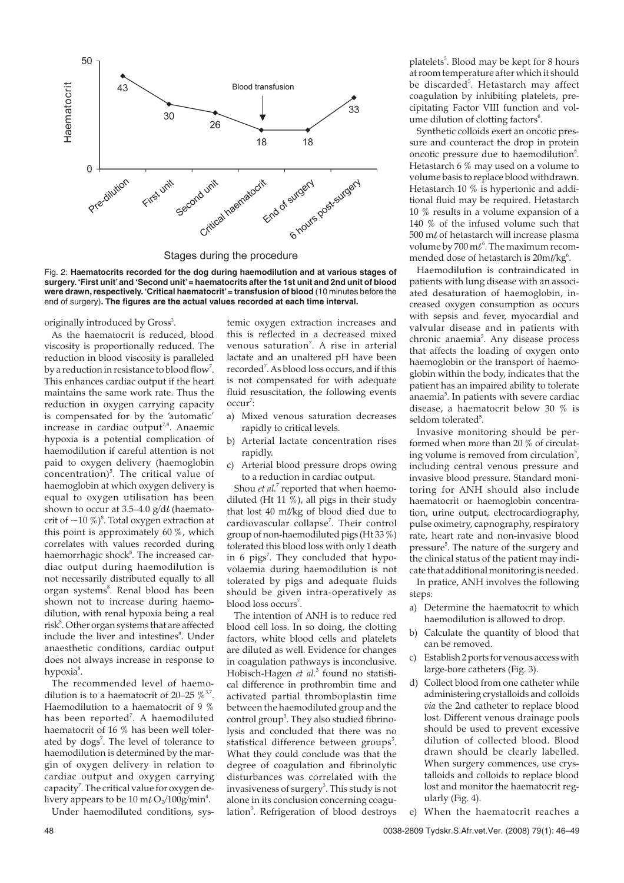Fig. 2: **Haematocrits recorded for the dog during haemodilution and at various stages of surgery. 'First unit' and 'Second unit' = haematocrits after the 1st unit and 2nd unit of blood were drawn, respectively. 'Critical haematocrit' = transfusion of blood** (10 minutes before the end of surgery)**. The figures are the actual values recorded at each time interval.**

originally introduced by Gross[2].

As the haematocrit is reduced, blood viscosity is proportionally reduced. The reduction in blood viscosity is paralleled by a reduction in resistance to blood flow[7]. This enhances cardiac output if the heart maintains the same work rate. Thus the reduction in oxygen carrying capacity is compensated for by the 'automatic' increase in cardiac output[7,8]. Anaemic hypoxia is a potential complication of haemodilution if careful attention is not paid to oxygen delivery (haemoglobin concentration)[5]. The critical value of haemoglobin at which oxygen delivery is equal to oxygen utilisation has been shown to occur at 3.5–4.0 g/dℓ (haematocrit of ~10 %)[8]. Total oxygen extraction at this point is approximately 60 %, which correlates with values recorded during haemorrhagic shock[8]. The increased cardiac output during haemodilution is not necessarily distributed equally to all organ systems[8]. Renal blood has been shown not to increase during haemodilution, with renal hypoxia being a real risk[8]. Other organ systems that are affected include the liver and intestines[8]. Under anaesthetic conditions, cardiac output does not always increase in response to hypoxia[8].

The recommended level of haemodilution is to a haematocrit of 20–25 %[3,7]. Haemodilution to a haematocrit of 9 % has been reported[7]. A haemodiluted haematocrit of 16 % has been well tolerated by dogs[7]. The level of tolerance to haemodilution is determined by the margin of oxygen delivery in relation to cardiac output and oxygen carrying capacity[7]. The critical value for oxygen delivery appears to be 10 mℓ $O_2$/100g/min[4].

Under haemodiluted conditions, systemic oxygen extraction increases and this is reflected in a decreased mixed venous saturation[7]. A rise in arterial lactate and an unaltered pH have been recorded[7]. As blood loss occurs, and if this is not compensated for with adequate fluid resuscitation, the following events occur[7]:

a) Mixed venous saturation decreases rapidly to critical levels.
b) Arterial lactate concentration rises rapidly.
c) Arterial blood pressure drops owing to a reduction in cardiac output.

Shou *et al.*[7] reported that when haemodiluted (Ht 11 %), all pigs in their study that lost 40 mℓ/kg of blood died due to cardiovascular collapse[7]. Their control group of non-haemodiluted pigs (Ht 33 %) tolerated this blood loss with only 1 death in 6 pigs[7]. They concluded that hypovolaemia during haemodilution is not tolerated by pigs and adequate fluids should be given intra-operatively as blood loss occurs[7].

The intention of ANH is to reduce red blood cell loss. In so doing, the clotting factors, white blood cells and platelets are diluted as well. Evidence for changes in coagulation pathways is inconclusive. Hobisch-Hagen *et al.*[3] found no statistical difference in prothrombin time and activated partial thromboplastin time between the haemodiluted group and the control group[3]. They also studied fibrinolysis and concluded that there was no statistical difference between groups[3]. What they could conclude was that the degree of coagulation and fibrinolytic disturbances was correlated with the invasiveness of surgery[3]. This study is not alone in its conclusion concerning coagulation[3]. Refrigeration of blood destroys platelets[5]. Blood may be kept for 8 hours at room temperature after which it should be discarded[5]. Hetastarch may affect coagulation by inhibiting platelets, precipitating Factor VIII function and volume dilution of clotting factors[6].

Synthetic colloids exert an oncotic pressure and counteract the drop in protein oncotic pressure due to haemodilution[6]. Hetastarch 6 % may used on a volume to volume basis to replace blood withdrawn. Hetastarch 10 % is hypertonic and additional fluid may be required. Hetastarch 10 % results in a volume expansion of a 140 % of the infused volume such that 500 mℓ of hetastarch will increase plasma volume by 700 mℓ[6]. The maximum recommended dose of hetastarch is 20mℓ/kg[6].

Haemodilution is contraindicated in patients with lung disease with an associated desaturation of haemoglobin, increased oxygen consumption as occurs with sepsis and fever, myocardial and valvular disease and in patients with chronic anaemia[5]. Any disease process that affects the loading of oxygen onto haemoglobin or the transport of haemoglobin within the body, indicates that the patient has an impaired ability to tolerate anaemia[5]. In patients with severe cardiac disease, a haematocrit below 30 % is seldom tolerated[5].

Invasive monitoring should be performed when more than 20 % of circulating volume is removed from circulation[5], including central venous pressure and invasive blood pressure. Standard monitoring for ANH should also include haematocrit or haemoglobin concentration, urine output, electrocardiography, pulse oximetry, capnography, respiratory rate, heart rate and non-invasive blood pressure[5]. The nature of the surgery and the clinical status of the patient may indicate that additional monitoring is needed.

In pratice, ANH involves the following steps:

a) Determine the haematocrit to which haemodilution is allowed to drop.
b) Calculate the quantity of blood that can be removed.
c) Establish 2 ports for venous access with large-bore catheters (Fig. 3).
d) Collect blood from one catheter while administering crystalloids and colloids *via* the 2nd catheter to replace blood lost. Different venous drainage pools should be used to prevent excessive dilution of collected blood. Blood drawn should be clearly labelled. When surgery commences, use crystalloids and colloids to replace blood lost and monitor the haematocrit regularly (Fig. 4).
e) When the haematocrit reaches a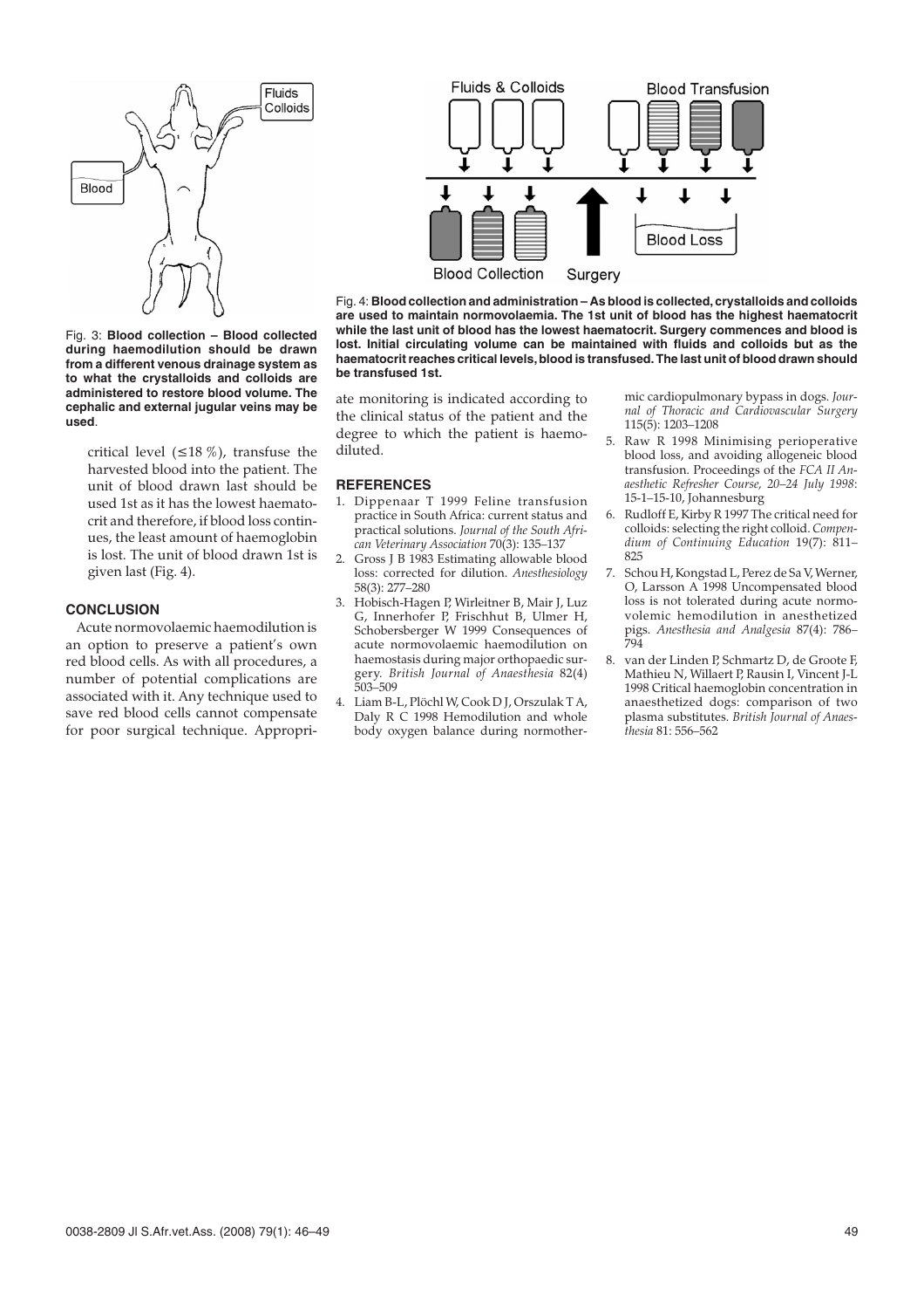Fluids
Colloids
Blood

Fig. 3: **Blood collection – Blood collected during haemodilution should be drawn from a different venous drainage system as to what the crystalloids and colloids are administered to restore blood volume. The cephalic and external jugular veins may be used**.

Fluids & Colloids
Blood Transfusion
Blood Loss
Blood Collection
Surgery

Fig. 4: **Blood collection and administration – As blood is collected, crystalloids and colloids are used to maintain normovolaemia. The 1st unit of blood has the highest haematocrit while the last unit of blood has the lowest haematocrit. Surgery commences and blood is lost. Initial circulating volume can be maintained with fluids and colloids but as the haematocrit reaches critical levels, blood is transfused. The last unit of blood drawn should be transfused 1st.**

critical level (≤18 %), transfuse the harvested blood into the patient. The unit of blood drawn last should be used 1st as it has the lowest haematocrit and therefore, if blood loss continues, the least amount of haemoglobin is lost. The unit of blood drawn 1st is given last (Fig. 4).

## CONCLUSION

Acute normovolaemic haemodilution is an option to preserve a patient's own red blood cells. As with all procedures, a number of potential complications are associated with it. Any technique used to save red blood cells cannot compensate for poor surgical technique. Appropriate monitoring is indicated according to the clinical status of the patient and the degree to which the patient is haemodiluted.

## REFERENCES

1. Dippenaar T 1999 Feline transfusion practice in South Africa: current status and practical solutions. *Journal of the South African Veterinary Association* 70(3): 135–137
2. Gross J B 1983 Estimating allowable blood loss: corrected for dilution. *Anesthesiology* 58(3): 277–280
3. Hobisch-Hagen P, Wirleitner B, Mair J, Luz G, Innerhofer P, Frischhut B, Ulmer H, Schobersberger W 1999 Consequences of acute normovolaemic haemodilution on haemostasis during major orthopaedic surgery. *British Journal of Anaesthesia* 82(4) 503–509
4. Liam B-L, Plöchl W, Cook D J, Orszulak T A, Daly R C 1998 Hemodilution and whole body oxygen balance during normothermic cardiopulmonary bypass in dogs. *Journal of Thoracic and Cardiovascular Surgery* 115(5): 1203–1208
5. Raw R 1998 Minimising perioperative blood loss, and avoiding allogeneic blood transfusion. Proceedings of the *FCA II Anaesthetic Refresher Course, 20–24 July 1998*: 15-1–15-10, Johannesburg
6. Rudloff E, Kirby R 1997 The critical need for colloids: selecting the right colloid. *Compendium of Continuing Education* 19(7): 811–825
7. Schou H, Kongstad L, Perez de Sa V, Werner, O, Larsson A 1998 Uncompensated blood loss is not tolerated during acute normovolemic hemodilution in anesthetized pigs. *Anesthesia and Analgesia* 87(4): 786–794
8. van der Linden P, Schmartz D, de Groote F, Mathieu N, Willaert P, Rausin I, Vincent J-L 1998 Critical haemoglobin concentration in anaesthetized dogs: comparison of two plasma substitutes. *British Journal of Anaesthesia* 81: 556–562